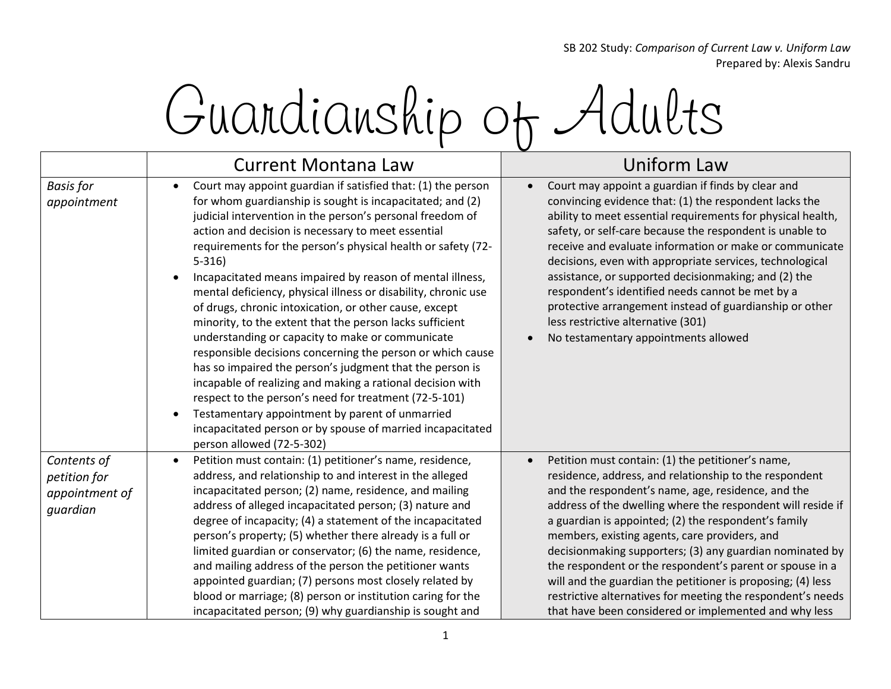SB 202 Study: *Comparison of Current Law v. Uniform Law*
Prepared by: Alexis Sandru

# Guardianship of Adults

| | Current Montana Law | Uniform Law |
|---|---|---|
| *Basis for appointment* | • Court may appoint guardian if satisfied that: (1) the person for whom guardianship is sought is incapacitated; and (2) judicial intervention in the person's personal freedom of action and decision is necessary to meet essential requirements for the person's physical health or safety (72-5-316)<br>• Incapacitated means impaired by reason of mental illness, mental deficiency, physical illness or disability, chronic use of drugs, chronic intoxication, or other cause, except minority, to the extent that the person lacks sufficient understanding or capacity to make or communicate responsible decisions concerning the person or which cause has so impaired the person's judgment that the person is incapable of realizing and making a rational decision with respect to the person's need for treatment (72-5-101)<br>• Testamentary appointment by parent of unmarried incapacitated person or by spouse of married incapacitated person allowed (72-5-302) | • Court may appoint a guardian if finds by clear and convincing evidence that: (1) the respondent lacks the ability to meet essential requirements for physical health, safety, or self-care because the respondent is unable to receive and evaluate information or make or communicate decisions, even with appropriate services, technological assistance, or supported decisionmaking; and (2) the respondent's identified needs cannot be met by a protective arrangement instead of guardianship or other less restrictive alternative (301)<br>• No testamentary appointments allowed |
| *Contents of petition for appointment of guardian* | • Petition must contain: (1) petitioner's name, residence, address, and relationship to and interest in the alleged incapacitated person; (2) name, residence, and mailing address of alleged incapacitated person; (3) nature and degree of incapacity; (4) a statement of the incapacitated person's property; (5) whether there already is a full or limited guardian or conservator; (6) the name, residence, and mailing address of the person the petitioner wants appointed guardian; (7) persons most closely related by blood or marriage; (8) person or institution caring for the incapacitated person; (9) why guardianship is sought and | • Petition must contain: (1) the petitioner's name, residence, address, and relationship to the respondent and the respondent's name, age, residence, and the address of the dwelling where the respondent will reside if a guardian is appointed; (2) the respondent's family members, existing agents, care providers, and decisionmaking supporters; (3) any guardian nominated by the respondent or the respondent's parent or spouse in a will and the guardian the petitioner is proposing; (4) less restrictive alternatives for meeting the respondent's needs that have been considered or implemented and why less |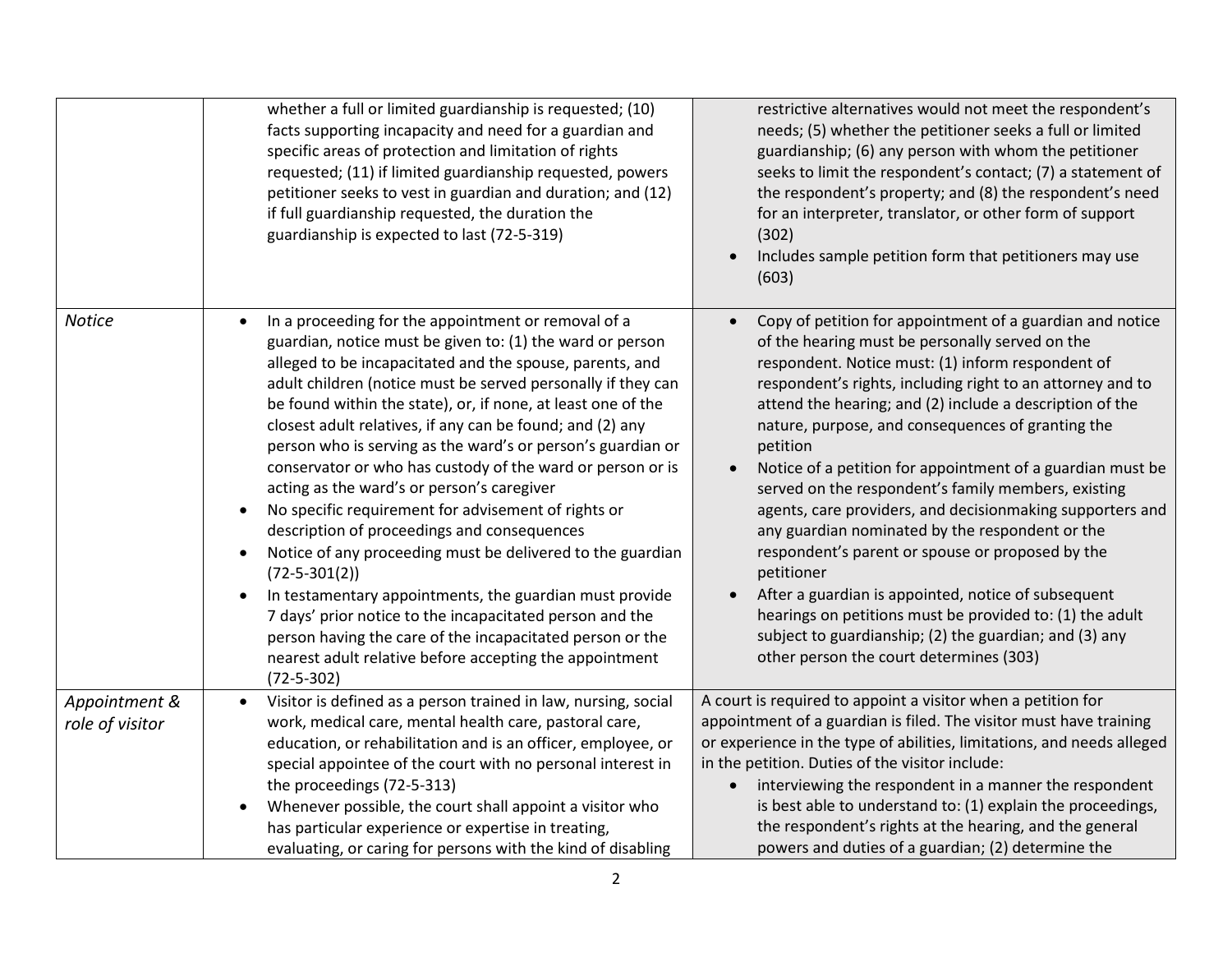| | | |
|---|---|---|
| | whether a full or limited guardianship is requested; (10) facts supporting incapacity and need for a guardian and specific areas of protection and limitation of rights requested; (11) if limited guardianship requested, powers petitioner seeks to vest in guardian and duration; and (12) if full guardianship requested, the duration the guardianship is expected to last (72-5-319) | restrictive alternatives would not meet the respondent's needs; (5) whether the petitioner seeks a full or limited guardianship; (6) any person with whom the petitioner seeks to limit the respondent's contact; (7) a statement of the respondent's property; and (8) the respondent's need for an interpreter, translator, or other form of support (302)<br>• Includes sample petition form that petitioners may use (603) |
| *Notice* | • In a proceeding for the appointment or removal of a guardian, notice must be given to: (1) the ward or person alleged to be incapacitated and the spouse, parents, and adult children (notice must be served personally if they can be found within the state), or, if none, at least one of the closest adult relatives, if any can be found; and (2) any person who is serving as the ward's or person's guardian or conservator or who has custody of the ward or person or is acting as the ward's or person's caregiver<br>• No specific requirement for advisement of rights or description of proceedings and consequences<br>• Notice of any proceeding must be delivered to the guardian (72-5-301(2))<br>• In testamentary appointments, the guardian must provide 7 days' prior notice to the incapacitated person and the person having the care of the incapacitated person or the nearest adult relative before accepting the appointment (72-5-302) | • Copy of petition for appointment of a guardian and notice of the hearing must be personally served on the respondent. Notice must: (1) inform respondent of respondent's rights, including right to an attorney and to attend the hearing; and (2) include a description of the nature, purpose, and consequences of granting the petition<br>• Notice of a petition for appointment of a guardian must be served on the respondent's family members, existing agents, care providers, and decisionmaking supporters and any guardian nominated by the respondent or the respondent's parent or spouse or proposed by the petitioner<br>• After a guardian is appointed, notice of subsequent hearings on petitions must be provided to: (1) the adult subject to guardianship; (2) the guardian; and (3) any other person the court determines (303) |
| *Appointment & role of visitor* | • Visitor is defined as a person trained in law, nursing, social work, medical care, mental health care, pastoral care, education, or rehabilitation and is an officer, employee, or special appointee of the court with no personal interest in the proceedings (72-5-313)<br>• Whenever possible, the court shall appoint a visitor who has particular experience or expertise in treating, evaluating, or caring for persons with the kind of disabling | A court is required to appoint a visitor when a petition for appointment of a guardian is filed. The visitor must have training or experience in the type of abilities, limitations, and needs alleged in the petition. Duties of the visitor include:<br>• interviewing the respondent in a manner the respondent is best able to understand to: (1) explain the proceedings, the respondent's rights at the hearing, and the general powers and duties of a guardian; (2) determine the |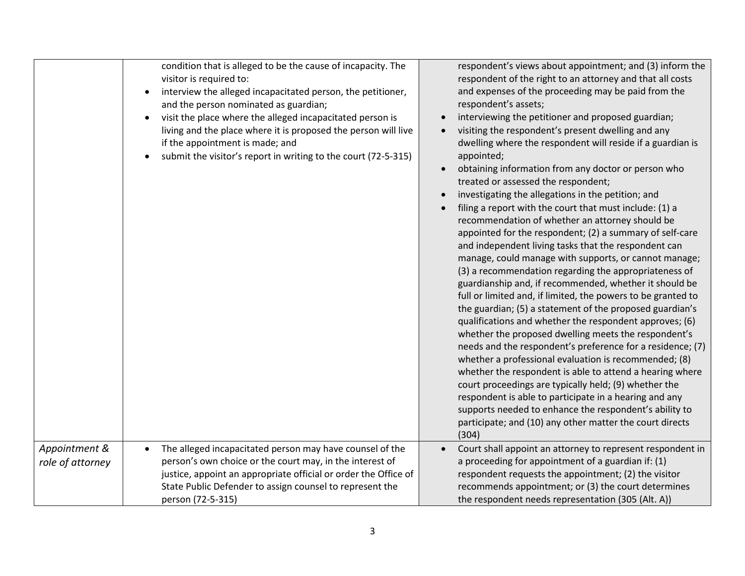| | | |
|---|---|---|
| | condition that is alleged to be the cause of incapacity. The visitor is required to:<br>• interview the alleged incapacitated person, the petitioner, and the person nominated as guardian;<br>• visit the place where the alleged incapacitated person is living and the place where it is proposed the person will live if the appointment is made; and<br>• submit the visitor's report in writing to the court (72-5-315) | respondent's views about appointment; and (3) inform the respondent of the right to an attorney and that all costs and expenses of the proceeding may be paid from the respondent's assets;<br>• interviewing the petitioner and proposed guardian;<br>• visiting the respondent's present dwelling and any dwelling where the respondent will reside if a guardian is appointed;<br>• obtaining information from any doctor or person who treated or assessed the respondent;<br>• investigating the allegations in the petition; and<br>• filing a report with the court that must include: (1) a recommendation of whether an attorney should be appointed for the respondent; (2) a summary of self-care and independent living tasks that the respondent can manage, could manage with supports, or cannot manage; (3) a recommendation regarding the appropriateness of guardianship and, if recommended, whether it should be full or limited and, if limited, the powers to be granted to the guardian; (5) a statement of the proposed guardian's qualifications and whether the respondent approves; (6) whether the proposed dwelling meets the respondent's needs and the respondent's preference for a residence; (7) whether a professional evaluation is recommended; (8) whether the respondent is able to attend a hearing where court proceedings are typically held; (9) whether the respondent is able to participate in a hearing and any supports needed to enhance the respondent's ability to participate; and (10) any other matter the court directs (304) |
| *Appointment & role of attorney* | • The alleged incapacitated person may have counsel of the person's own choice or the court may, in the interest of justice, appoint an appropriate official or order the Office of State Public Defender to assign counsel to represent the person (72-5-315) | • Court shall appoint an attorney to represent respondent in a proceeding for appointment of a guardian if: (1) respondent requests the appointment; (2) the visitor recommends appointment; or (3) the court determines the respondent needs representation (305 (Alt. A)) |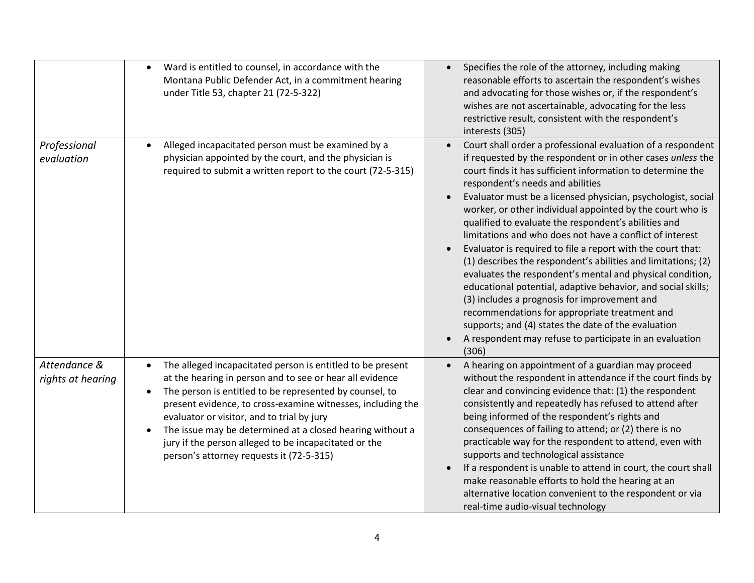| | | |
|---|---|---|
| | • Ward is entitled to counsel, in accordance with the Montana Public Defender Act, in a commitment hearing under Title 53, chapter 21 (72-5-322) | • Specifies the role of the attorney, including making reasonable efforts to ascertain the respondent's wishes and advocating for those wishes or, if the respondent's wishes are not ascertainable, advocating for the less restrictive result, consistent with the respondent's interests (305) |
| *Professional evaluation* | • Alleged incapacitated person must be examined by a physician appointed by the court, and the physician is required to submit a written report to the court (72-5-315) | • Court shall order a professional evaluation of a respondent if requested by the respondent or in other cases *unless* the court finds it has sufficient information to determine the respondent's needs and abilities<br>• Evaluator must be a licensed physician, psychologist, social worker, or other individual appointed by the court who is qualified to evaluate the respondent's abilities and limitations and who does not have a conflict of interest<br>• Evaluator is required to file a report with the court that: (1) describes the respondent's abilities and limitations; (2) evaluates the respondent's mental and physical condition, educational potential, adaptive behavior, and social skills; (3) includes a prognosis for improvement and recommendations for appropriate treatment and supports; and (4) states the date of the evaluation<br>• A respondent may refuse to participate in an evaluation (306) |
| *Attendance & rights at hearing* | • The alleged incapacitated person is entitled to be present at the hearing in person and to see or hear all evidence<br>• The person is entitled to be represented by counsel, to present evidence, to cross-examine witnesses, including the evaluator or visitor, and to trial by jury<br>• The issue may be determined at a closed hearing without a jury if the person alleged to be incapacitated or the person's attorney requests it (72-5-315) | • A hearing on appointment of a guardian may proceed without the respondent in attendance if the court finds by clear and convincing evidence that: (1) the respondent consistently and repeatedly has refused to attend after being informed of the respondent's rights and consequences of failing to attend; or (2) there is no practicable way for the respondent to attend, even with supports and technological assistance<br>• If a respondent is unable to attend in court, the court shall make reasonable efforts to hold the hearing at an alternative location convenient to the respondent or via real-time audio-visual technology |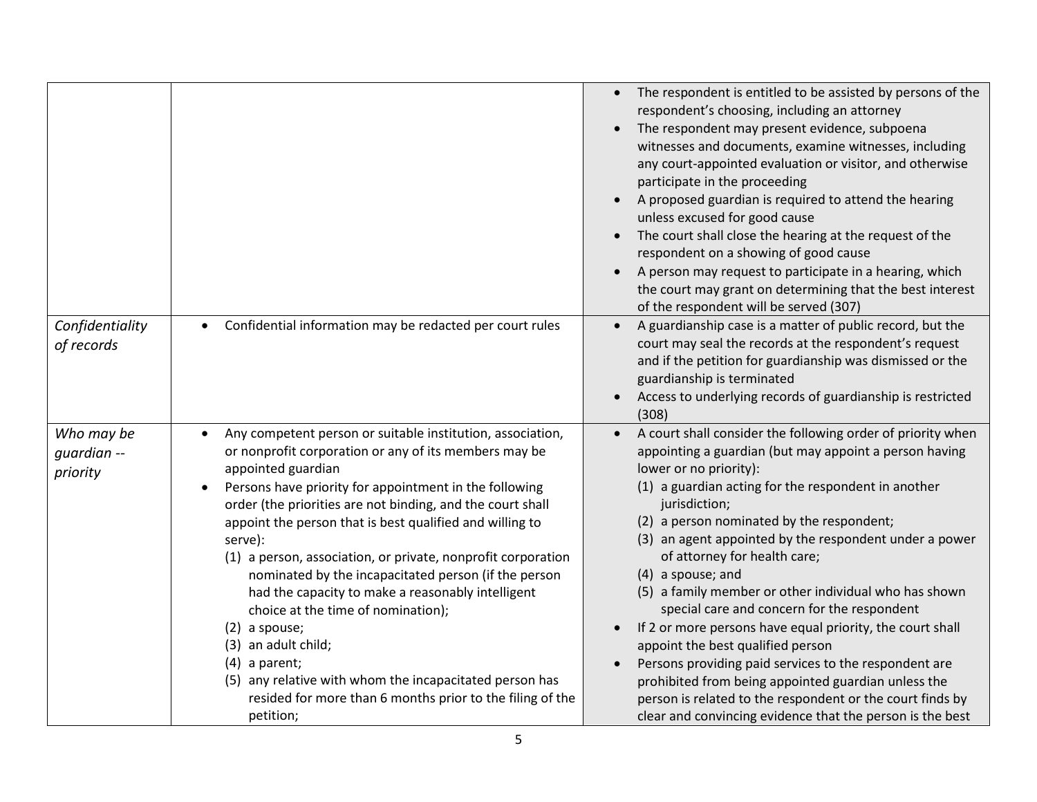| | | |
|---|---|---|
| | | • The respondent is entitled to be assisted by persons of the respondent's choosing, including an attorney<br>• The respondent may present evidence, subpoena witnesses and documents, examine witnesses, including any court-appointed evaluation or visitor, and otherwise participate in the proceeding<br>• A proposed guardian is required to attend the hearing unless excused for good cause<br>• The court shall close the hearing at the request of the respondent on a showing of good cause<br>• A person may request to participate in a hearing, which the court may grant on determining that the best interest of the respondent will be served (307) |
| *Confidentiality of records* | • Confidential information may be redacted per court rules | • A guardianship case is a matter of public record, but the court may seal the records at the respondent's request and if the petition for guardianship was dismissed or the guardianship is terminated<br>• Access to underlying records of guardianship is restricted (308) |
| *Who may be guardian -- priority* | • Any competent person or suitable institution, association, or nonprofit corporation or any of its members may be appointed guardian<br>• Persons have priority for appointment in the following order (the priorities are not binding, and the court shall appoint the person that is best qualified and willing to serve):<br>(1) a person, association, or private, nonprofit corporation nominated by the incapacitated person (if the person had the capacity to make a reasonably intelligent choice at the time of nomination);<br>(2) a spouse;<br>(3) an adult child;<br>(4) a parent;<br>(5) any relative with whom the incapacitated person has resided for more than 6 months prior to the filing of the petition; | • A court shall consider the following order of priority when appointing a guardian (but may appoint a person having lower or no priority):<br>(1) a guardian acting for the respondent in another jurisdiction;<br>(2) a person nominated by the respondent;<br>(3) an agent appointed by the respondent under a power of attorney for health care;<br>(4) a spouse; and<br>(5) a family member or other individual who has shown special care and concern for the respondent<br>• If 2 or more persons have equal priority, the court shall appoint the best qualified person<br>• Persons providing paid services to the respondent are prohibited from being appointed guardian unless the person is related to the respondent or the court finds by clear and convincing evidence that the person is the best |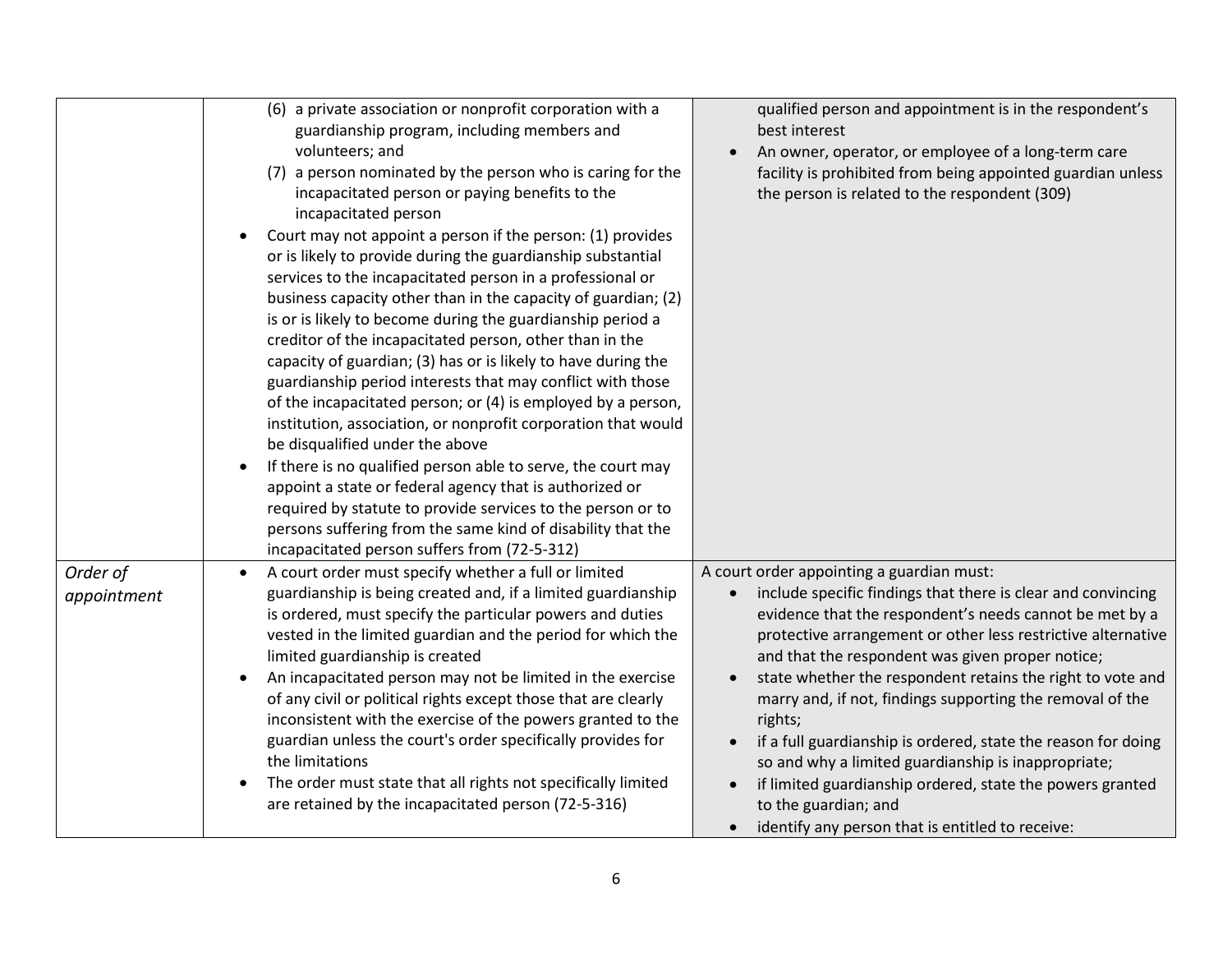| | | |
|---|---|---|
| | (6) a private association or nonprofit corporation with a guardianship program, including members and volunteers; and<br>(7) a person nominated by the person who is caring for the incapacitated person or paying benefits to the incapacitated person<br>• Court may not appoint a person if the person: (1) provides or is likely to provide during the guardianship substantial services to the incapacitated person in a professional or business capacity other than in the capacity of guardian; (2) is or is likely to become during the guardianship period a creditor of the incapacitated person, other than in the capacity of guardian; (3) has or is likely to have during the guardianship period interests that may conflict with those of the incapacitated person; or (4) is employed by a person, institution, association, or nonprofit corporation that would be disqualified under the above<br>• If there is no qualified person able to serve, the court may appoint a state or federal agency that is authorized or required by statute to provide services to the person or to persons suffering from the same kind of disability that the incapacitated person suffers from (72-5-312) | qualified person and appointment is in the respondent's best interest<br>• An owner, operator, or employee of a long-term care facility is prohibited from being appointed guardian unless the person is related to the respondent (309) |
| *Order of appointment* | • A court order must specify whether a full or limited guardianship is being created and, if a limited guardianship is ordered, must specify the particular powers and duties vested in the limited guardian and the period for which the limited guardianship is created<br>• An incapacitated person may not be limited in the exercise of any civil or political rights except those that are clearly inconsistent with the exercise of the powers granted to the guardian unless the court's order specifically provides for the limitations<br>• The order must state that all rights not specifically limited are retained by the incapacitated person (72-5-316) | A court order appointing a guardian must:<br>• include specific findings that there is clear and convincing evidence that the respondent's needs cannot be met by a protective arrangement or other less restrictive alternative and that the respondent was given proper notice;<br>• state whether the respondent retains the right to vote and marry and, if not, findings supporting the removal of the rights;<br>• if a full guardianship is ordered, state the reason for doing so and why a limited guardianship is inappropriate;<br>• if limited guardianship ordered, state the powers granted to the guardian; and<br>• identify any person that is entitled to receive: |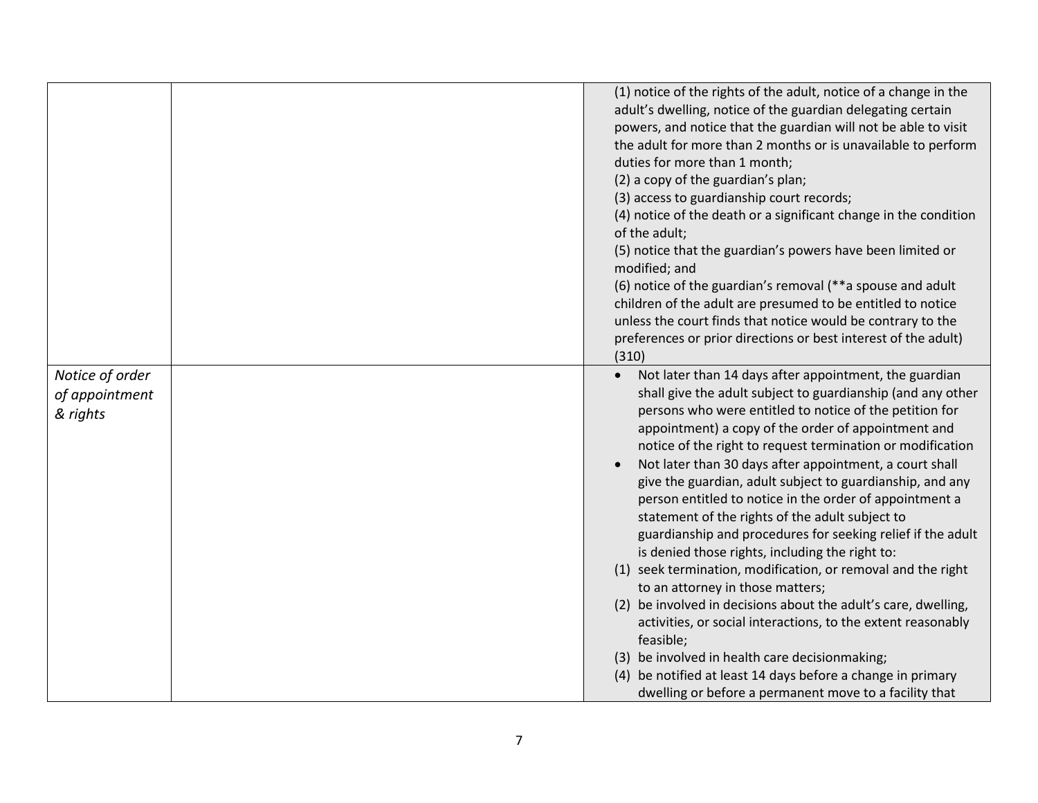| | | |
|---|---|---|
| | | (1) notice of the rights of the adult, notice of a change in the adult's dwelling, notice of the guardian delegating certain powers, and notice that the guardian will not be able to visit the adult for more than 2 months or is unavailable to perform duties for more than 1 month;<br>(2) a copy of the guardian's plan;<br>(3) access to guardianship court records;<br>(4) notice of the death or a significant change in the condition of the adult;<br>(5) notice that the guardian's powers have been limited or modified; and<br>(6) notice of the guardian's removal (**a spouse and adult children of the adult are presumed to be entitled to notice unless the court finds that notice would be contrary to the preferences or prior directions or best interest of the adult) (310) |
| *Notice of order of appointment & rights* | | • Not later than 14 days after appointment, the guardian shall give the adult subject to guardianship (and any other persons who were entitled to notice of the petition for appointment) a copy of the order of appointment and notice of the right to request termination or modification<br>• Not later than 30 days after appointment, a court shall give the guardian, adult subject to guardianship, and any person entitled to notice in the order of appointment a statement of the rights of the adult subject to guardianship and procedures for seeking relief if the adult is denied those rights, including the right to:<br>(1) seek termination, modification, or removal and the right to an attorney in those matters;<br>(2) be involved in decisions about the adult's care, dwelling, activities, or social interactions, to the extent reasonably feasible;<br>(3) be involved in health care decisionmaking;<br>(4) be notified at least 14 days before a change in primary dwelling or before a permanent move to a facility that |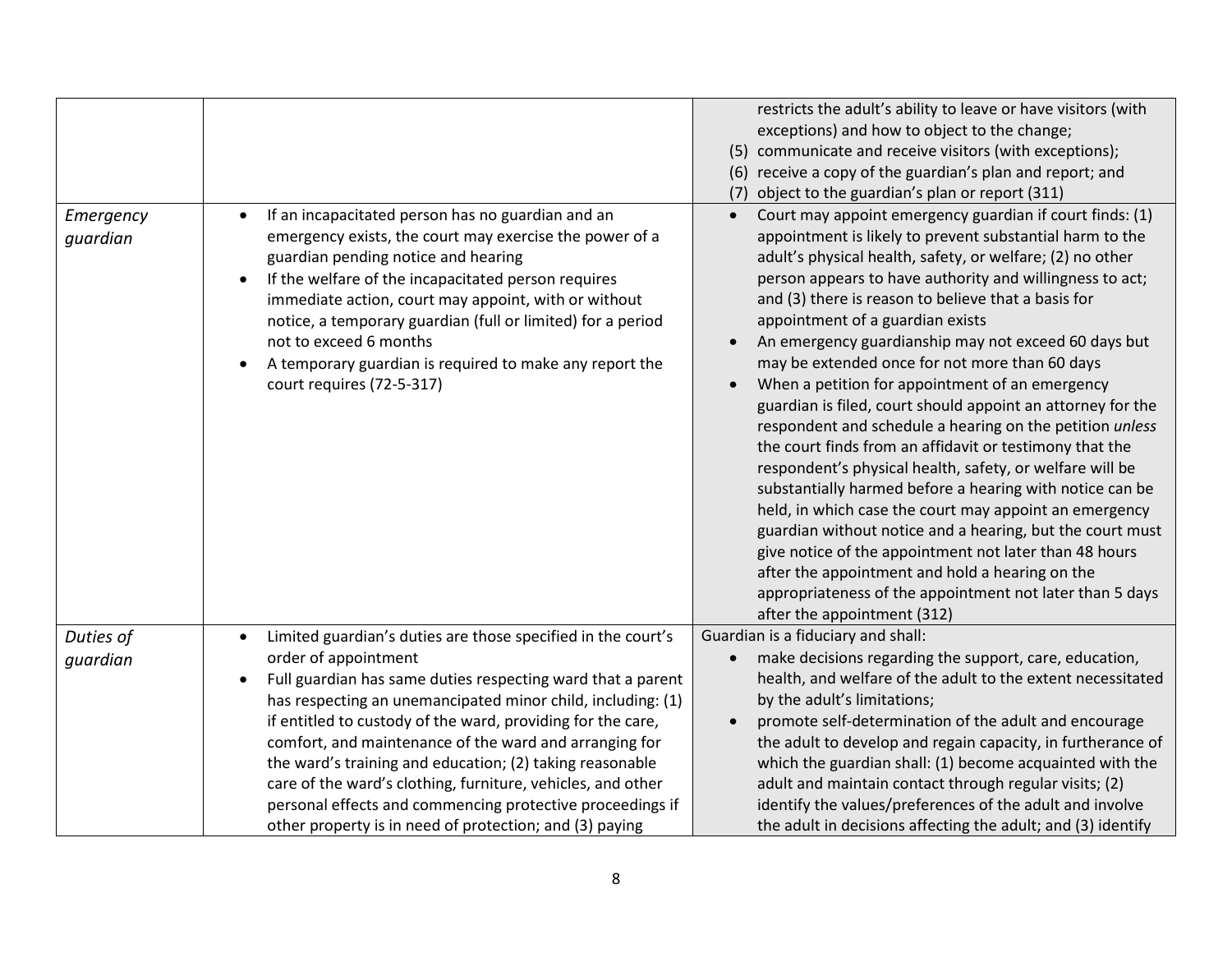| | | |
|---|---|---|
| | | restricts the adult's ability to leave or have visitors (with exceptions) and how to object to the change;<br>(5) communicate and receive visitors (with exceptions);<br>(6) receive a copy of the guardian's plan and report; and<br>(7) object to the guardian's plan or report (311) |
| *Emergency guardian* | • If an incapacitated person has no guardian and an emergency exists, the court may exercise the power of a guardian pending notice and hearing<br>• If the welfare of the incapacitated person requires immediate action, court may appoint, with or without notice, a temporary guardian (full or limited) for a period not to exceed 6 months<br>• A temporary guardian is required to make any report the court requires (72-5-317) | • Court may appoint emergency guardian if court finds: (1) appointment is likely to prevent substantial harm to the adult's physical health, safety, or welfare; (2) no other person appears to have authority and willingness to act; and (3) there is reason to believe that a basis for appointment of a guardian exists<br>• An emergency guardianship may not exceed 60 days but may be extended once for not more than 60 days<br>• When a petition for appointment of an emergency guardian is filed, court should appoint an attorney for the respondent and schedule a hearing on the petition *unless* the court finds from an affidavit or testimony that the respondent's physical health, safety, or welfare will be substantially harmed before a hearing with notice can be held, in which case the court may appoint an emergency guardian without notice and a hearing, but the court must give notice of the appointment not later than 48 hours after the appointment and hold a hearing on the appropriateness of the appointment not later than 5 days after the appointment (312) |
| *Duties of guardian* | • Limited guardian's duties are those specified in the court's order of appointment<br>• Full guardian has same duties respecting ward that a parent has respecting an unemancipated minor child, including: (1) if entitled to custody of the ward, providing for the care, comfort, and maintenance of the ward and arranging for the ward's training and education; (2) taking reasonable care of the ward's clothing, furniture, vehicles, and other personal effects and commencing protective proceedings if other property is in need of protection; and (3) paying | Guardian is a fiduciary and shall:<br>• make decisions regarding the support, care, education, health, and welfare of the adult to the extent necessitated by the adult's limitations;<br>• promote self-determination of the adult and encourage the adult to develop and regain capacity, in furtherance of which the guardian shall: (1) become acquainted with the adult and maintain contact through regular visits; (2) identify the values/preferences of the adult and involve the adult in decisions affecting the adult; and (3) identify |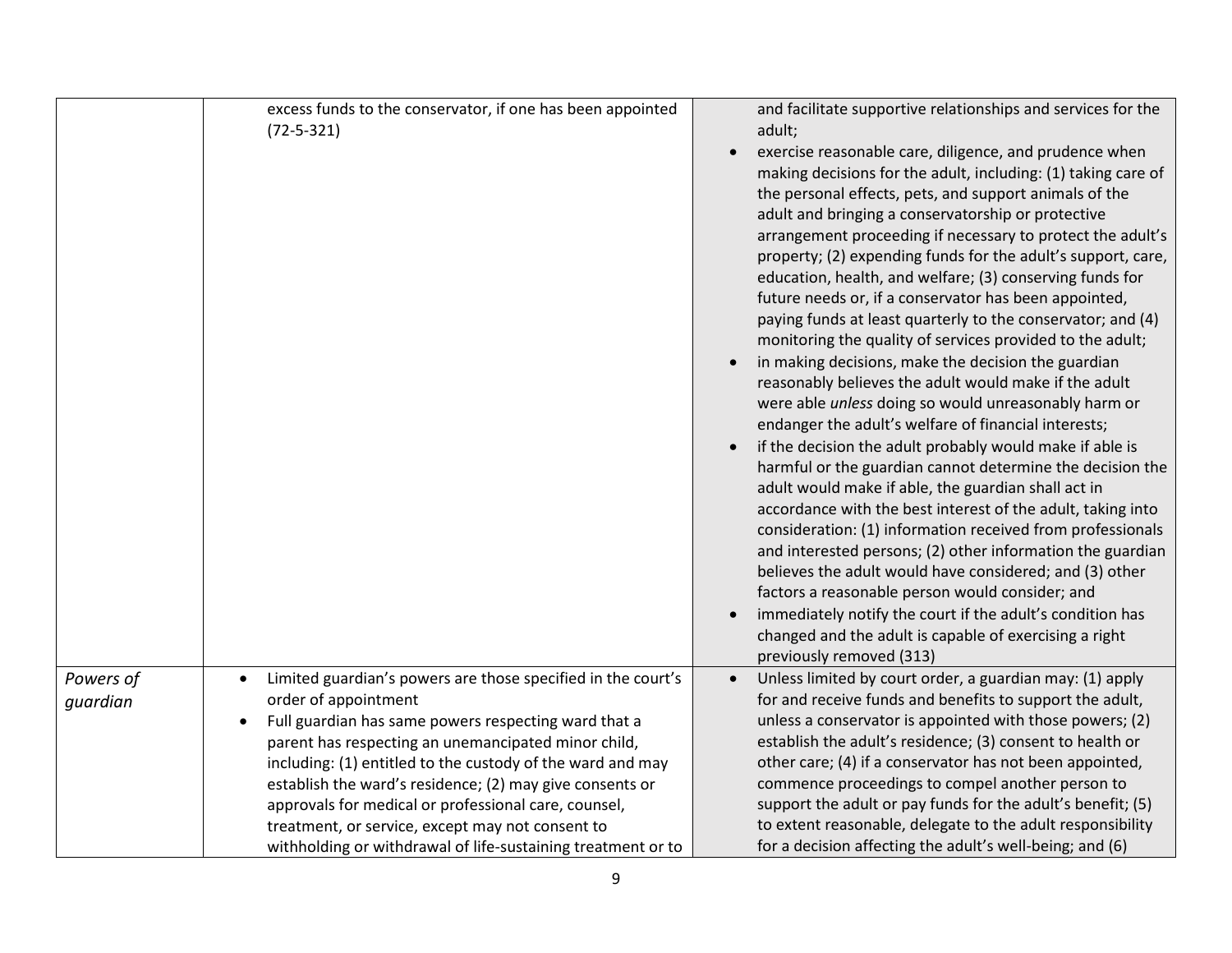| | | |
|---|---|---|
| | excess funds to the conservator, if one has been appointed (72-5-321) | and facilitate supportive relationships and services for the adult;<br>• exercise reasonable care, diligence, and prudence when making decisions for the adult, including: (1) taking care of the personal effects, pets, and support animals of the adult and bringing a conservatorship or protective arrangement proceeding if necessary to protect the adult's property; (2) expending funds for the adult's support, care, education, health, and welfare; (3) conserving funds for future needs or, if a conservator has been appointed, paying funds at least quarterly to the conservator; and (4) monitoring the quality of services provided to the adult;<br>• in making decisions, make the decision the guardian reasonably believes the adult would make if the adult were able *unless* doing so would unreasonably harm or endanger the adult's welfare of financial interests;<br>• if the decision the adult probably would make if able is harmful or the guardian cannot determine the decision the adult would make if able, the guardian shall act in accordance with the best interest of the adult, taking into consideration: (1) information received from professionals and interested persons; (2) other information the guardian believes the adult would have considered; and (3) other factors a reasonable person would consider; and<br>• immediately notify the court if the adult's condition has changed and the adult is capable of exercising a right previously removed (313) |
| *Powers of guardian* | • Limited guardian's powers are those specified in the court's order of appointment<br>• Full guardian has same powers respecting ward that a parent has respecting an unemancipated minor child, including: (1) entitled to the custody of the ward and may establish the ward's residence; (2) may give consents or approvals for medical or professional care, counsel, treatment, or service, except may not consent to withholding or withdrawal of life-sustaining treatment or to | • Unless limited by court order, a guardian may: (1) apply for and receive funds and benefits to support the adult, unless a conservator is appointed with those powers; (2) establish the adult's residence; (3) consent to health or other care; (4) if a conservator has not been appointed, commence proceedings to compel another person to support the adult or pay funds for the adult's benefit; (5) to extent reasonable, delegate to the adult responsibility for a decision affecting the adult's well-being; and (6) |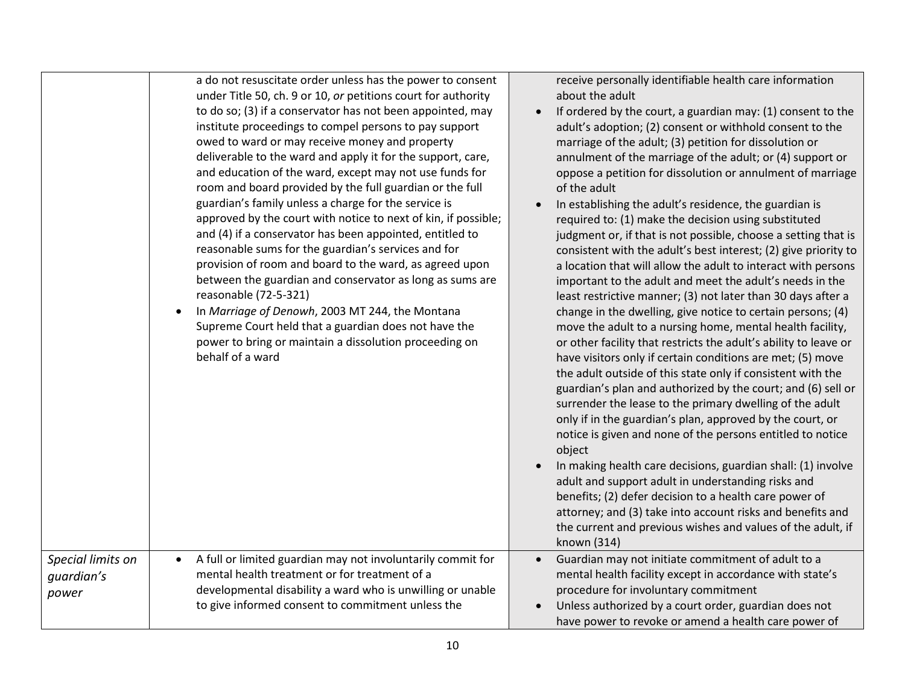| | | |
|---|---|---|
| | a do not resuscitate order unless has the power to consent under Title 50, ch. 9 or 10, *or* petitions court for authority to do so; (3) if a conservator has not been appointed, may institute proceedings to compel persons to pay support owed to ward or may receive money and property deliverable to the ward and apply it for the support, care, and education of the ward, except may not use funds for room and board provided by the full guardian or the full guardian's family unless a charge for the service is approved by the court with notice to next of kin, if possible; and (4) if a conservator has been appointed, entitled to reasonable sums for the guardian's services and for provision of room and board to the ward, as agreed upon between the guardian and conservator as long as sums are reasonable (72-5-321)<br>• In *Marriage of Denowh*, 2003 MT 244, the Montana Supreme Court held that a guardian does not have the power to bring or maintain a dissolution proceeding on behalf of a ward | receive personally identifiable health care information about the adult<br>• If ordered by the court, a guardian may: (1) consent to the adult's adoption; (2) consent or withhold consent to the marriage of the adult; (3) petition for dissolution or annulment of the marriage of the adult; or (4) support or oppose a petition for dissolution or annulment of marriage of the adult<br>• In establishing the adult's residence, the guardian is required to: (1) make the decision using substituted judgment or, if that is not possible, choose a setting that is consistent with the adult's best interest; (2) give priority to a location that will allow the adult to interact with persons important to the adult and meet the adult's needs in the least restrictive manner; (3) not later than 30 days after a change in the dwelling, give notice to certain persons; (4) move the adult to a nursing home, mental health facility, or other facility that restricts the adult's ability to leave or have visitors only if certain conditions are met; (5) move the adult outside of this state only if consistent with the guardian's plan and authorized by the court; and (6) sell or surrender the lease to the primary dwelling of the adult only if in the guardian's plan, approved by the court, or notice is given and none of the persons entitled to notice object<br>• In making health care decisions, guardian shall: (1) involve adult and support adult in understanding risks and benefits; (2) defer decision to a health care power of attorney; and (3) take into account risks and benefits and the current and previous wishes and values of the adult, if known (314) |
| *Special limits on guardian's power* | • A full or limited guardian may not involuntarily commit for mental health treatment or for treatment of a developmental disability a ward who is unwilling or unable to give informed consent to commitment unless the | • Guardian may not initiate commitment of adult to a mental health facility except in accordance with state's procedure for involuntary commitment<br>• Unless authorized by a court order, guardian does not have power to revoke or amend a health care power of |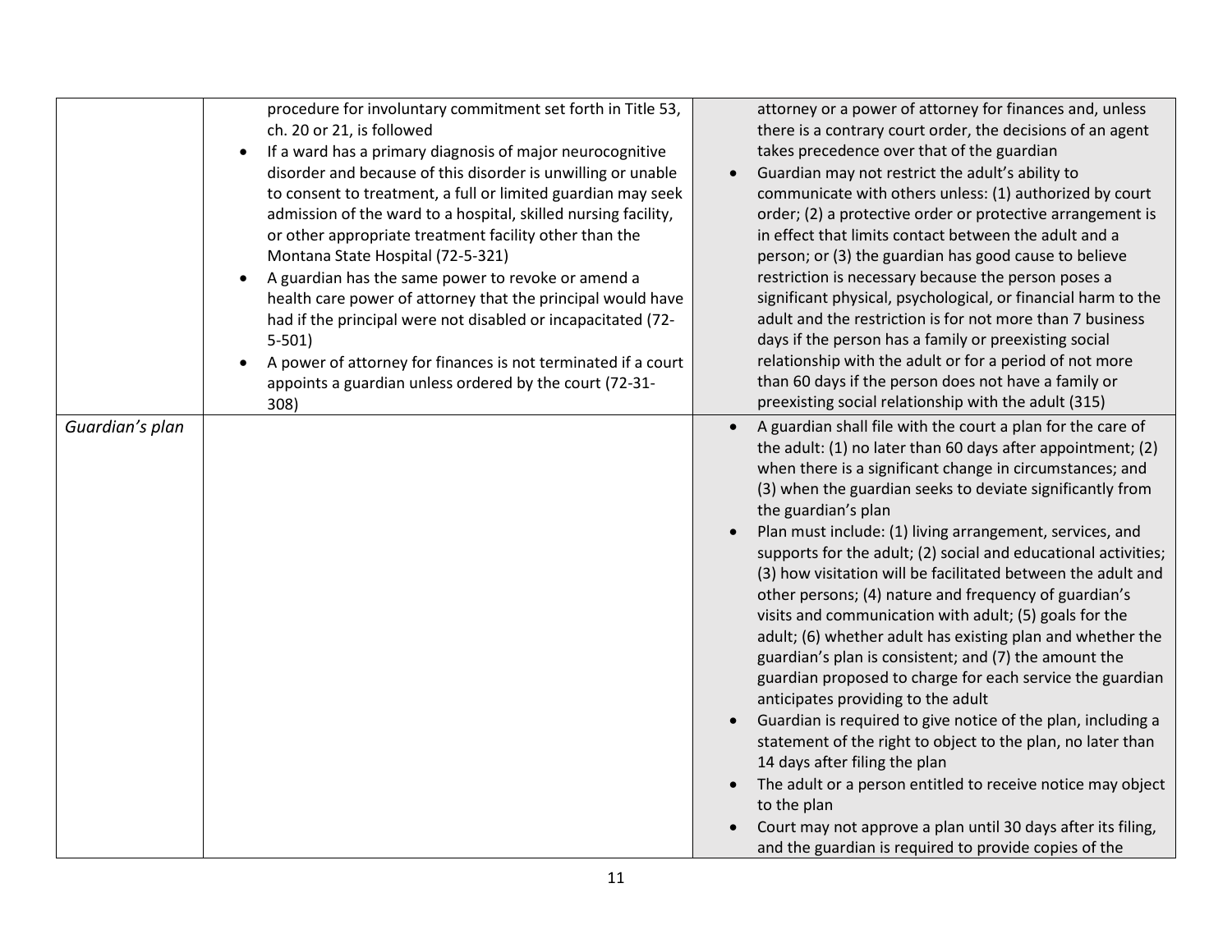| | | |
|---|---|---|
| | procedure for involuntary commitment set forth in Title 53, ch. 20 or 21, is followed<br>• If a ward has a primary diagnosis of major neurocognitive disorder and because of this disorder is unwilling or unable to consent to treatment, a full or limited guardian may seek admission of the ward to a hospital, skilled nursing facility, or other appropriate treatment facility other than the Montana State Hospital (72-5-321)<br>• A guardian has the same power to revoke or amend a health care power of attorney that the principal would have had if the principal were not disabled or incapacitated (72-5-501)<br>• A power of attorney for finances is not terminated if a court appoints a guardian unless ordered by the court (72-31-308) | attorney or a power of attorney for finances and, unless there is a contrary court order, the decisions of an agent takes precedence over that of the guardian<br>• Guardian may not restrict the adult's ability to communicate with others unless: (1) authorized by court order; (2) a protective order or protective arrangement is in effect that limits contact between the adult and a person; or (3) the guardian has good cause to believe restriction is necessary because the person poses a significant physical, psychological, or financial harm to the adult and the restriction is for not more than 7 business days if the person has a family or preexisting social relationship with the adult or for a period of not more than 60 days if the person does not have a family or preexisting social relationship with the adult (315) |
| *Guardian's plan* | | • A guardian shall file with the court a plan for the care of the adult: (1) no later than 60 days after appointment; (2) when there is a significant change in circumstances; and (3) when the guardian seeks to deviate significantly from the guardian's plan<br>• Plan must include: (1) living arrangement, services, and supports for the adult; (2) social and educational activities; (3) how visitation will be facilitated between the adult and other persons; (4) nature and frequency of guardian's visits and communication with adult; (5) goals for the adult; (6) whether adult has existing plan and whether the guardian's plan is consistent; and (7) the amount the guardian proposed to charge for each service the guardian anticipates providing to the adult<br>• Guardian is required to give notice of the plan, including a statement of the right to object to the plan, no later than 14 days after filing the plan<br>• The adult or a person entitled to receive notice may object to the plan<br>• Court may not approve a plan until 30 days after its filing, and the guardian is required to provide copies of the |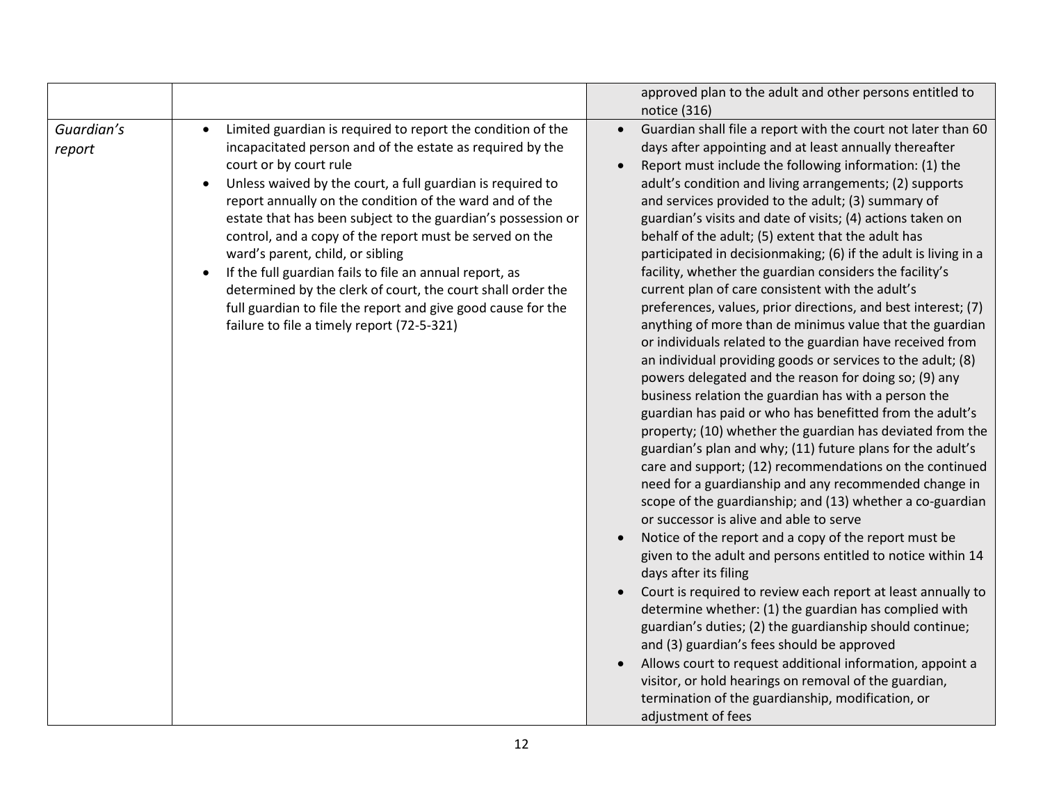| | | |
|---|---|---|
| | | approved plan to the adult and other persons entitled to notice (316) |
| *Guardian's report* | • Limited guardian is required to report the condition of the incapacitated person and of the estate as required by the court or by court rule<br>• Unless waived by the court, a full guardian is required to report annually on the condition of the ward and of the estate that has been subject to the guardian's possession or control, and a copy of the report must be served on the ward's parent, child, or sibling<br>• If the full guardian fails to file an annual report, as determined by the clerk of court, the court shall order the full guardian to file the report and give good cause for the failure to file a timely report (72-5-321) | • Guardian shall file a report with the court not later than 60 days after appointing and at least annually thereafter<br>• Report must include the following information: (1) the adult's condition and living arrangements; (2) supports and services provided to the adult; (3) summary of guardian's visits and date of visits; (4) actions taken on behalf of the adult; (5) extent that the adult has participated in decisionmaking; (6) if the adult is living in a facility, whether the guardian considers the facility's current plan of care consistent with the adult's preferences, values, prior directions, and best interest; (7) anything of more than de minimus value that the guardian or individuals related to the guardian have received from an individual providing goods or services to the adult; (8) powers delegated and the reason for doing so; (9) any business relation the guardian has with a person the guardian has paid or who has benefitted from the adult's property; (10) whether the guardian has deviated from the guardian's plan and why; (11) future plans for the adult's care and support; (12) recommendations on the continued need for a guardianship and any recommended change in scope of the guardianship; and (13) whether a co-guardian or successor is alive and able to serve<br>• Notice of the report and a copy of the report must be given to the adult and persons entitled to notice within 14 days after its filing<br>• Court is required to review each report at least annually to determine whether: (1) the guardian has complied with guardian's duties; (2) the guardianship should continue; and (3) guardian's fees should be approved<br>• Allows court to request additional information, appoint a visitor, or hold hearings on removal of the guardian, termination of the guardianship, modification, or adjustment of fees |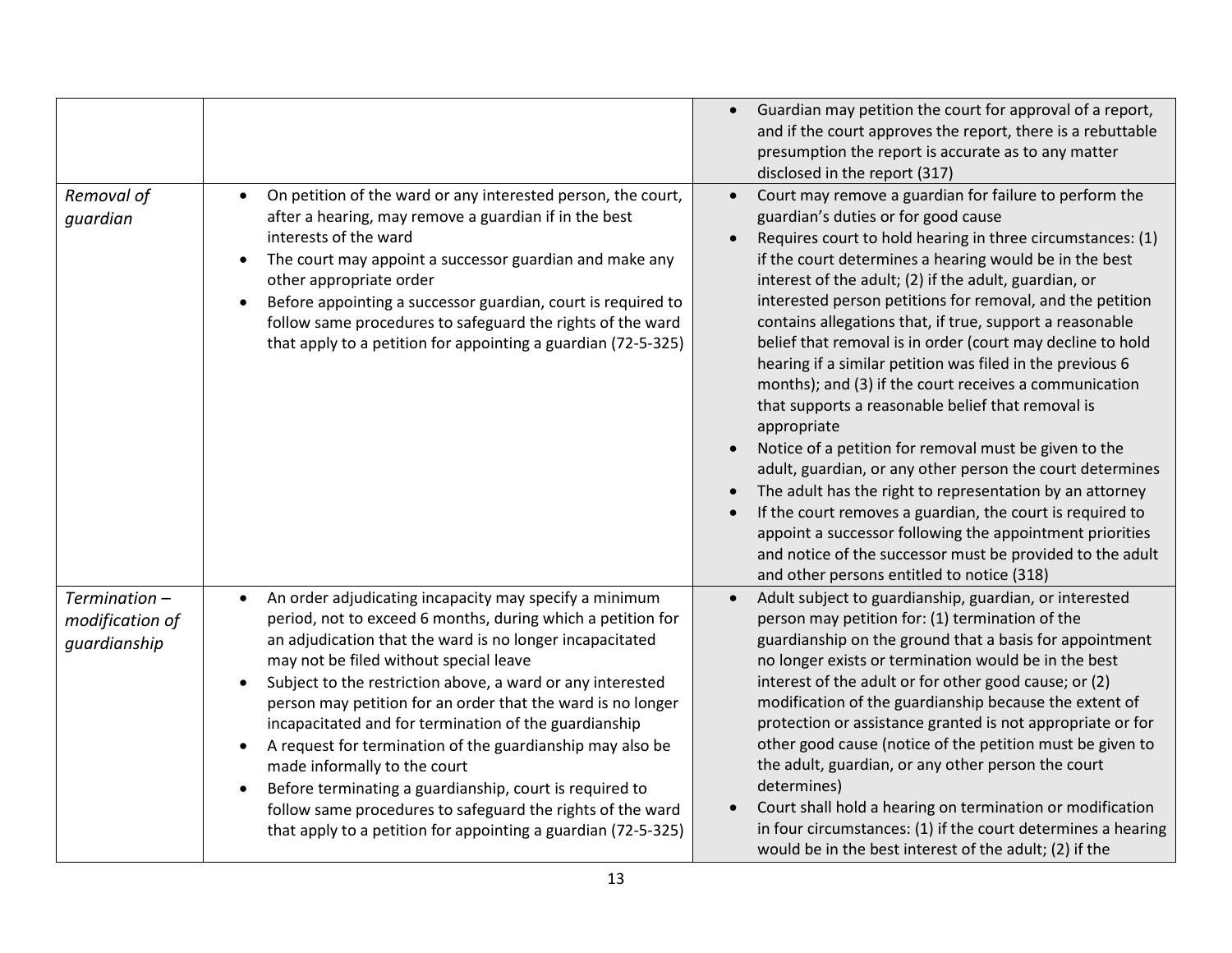| | | |
|---|---|---|
| | | • Guardian may petition the court for approval of a report, and if the court approves the report, there is a rebuttable presumption the report is accurate as to any matter disclosed in the report (317) |
| *Removal of guardian* | • On petition of the ward or any interested person, the court, after a hearing, may remove a guardian if in the best interests of the ward<br>• The court may appoint a successor guardian and make any other appropriate order<br>• Before appointing a successor guardian, court is required to follow same procedures to safeguard the rights of the ward that apply to a petition for appointing a guardian (72-5-325) | • Court may remove a guardian for failure to perform the guardian's duties or for good cause<br>• Requires court to hold hearing in three circumstances: (1) if the court determines a hearing would be in the best interest of the adult; (2) if the adult, guardian, or interested person petitions for removal, and the petition contains allegations that, if true, support a reasonable belief that removal is in order (court may decline to hold hearing if a similar petition was filed in the previous 6 months); and (3) if the court receives a communication that supports a reasonable belief that removal is appropriate<br>• Notice of a petition for removal must be given to the adult, guardian, or any other person the court determines<br>• The adult has the right to representation by an attorney<br>• If the court removes a guardian, the court is required to appoint a successor following the appointment priorities and notice of the successor must be provided to the adult and other persons entitled to notice (318) |
| *Termination – modification of guardianship* | • An order adjudicating incapacity may specify a minimum period, not to exceed 6 months, during which a petition for an adjudication that the ward is no longer incapacitated may not be filed without special leave<br>• Subject to the restriction above, a ward or any interested person may petition for an order that the ward is no longer incapacitated and for termination of the guardianship<br>• A request for termination of the guardianship may also be made informally to the court<br>• Before terminating a guardianship, court is required to follow same procedures to safeguard the rights of the ward that apply to a petition for appointing a guardian (72-5-325) | • Adult subject to guardianship, guardian, or interested person may petition for: (1) termination of the guardianship on the ground that a basis for appointment no longer exists or termination would be in the best interest of the adult or for other good cause; or (2) modification of the guardianship because the extent of protection or assistance granted is not appropriate or for other good cause (notice of the petition must be given to the adult, guardian, or any other person the court determines)<br>• Court shall hold a hearing on termination or modification in four circumstances: (1) if the court determines a hearing would be in the best interest of the adult; (2) if the |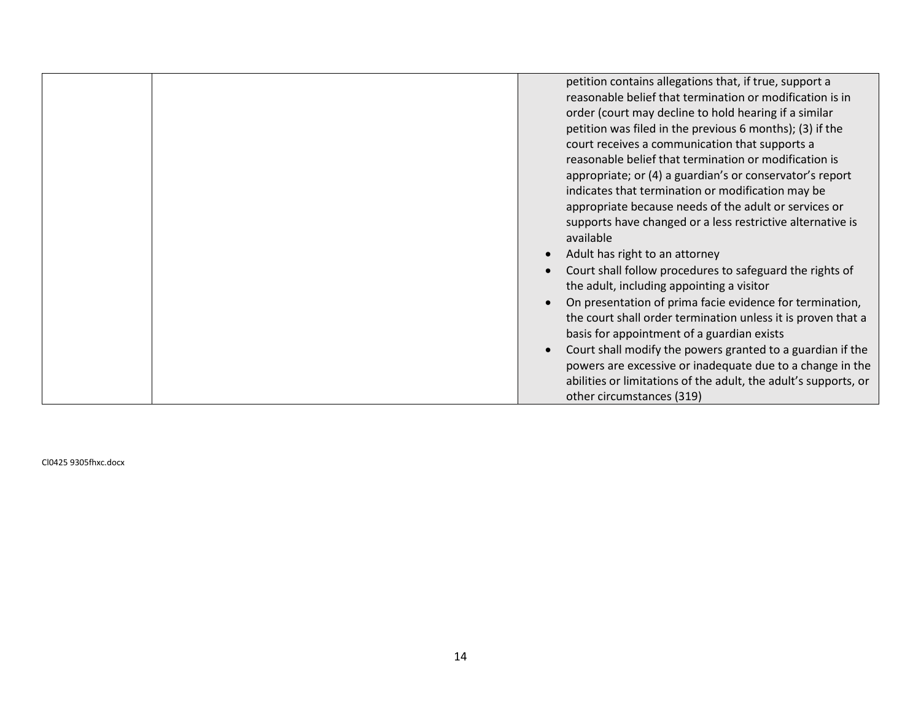| | | |
|---|---|---|
| | | petition contains allegations that, if true, support a reasonable belief that termination or modification is in order (court may decline to hold hearing if a similar petition was filed in the previous 6 months); (3) if the court receives a communication that supports a reasonable belief that termination or modification is appropriate; or (4) a guardian's or conservator's report indicates that termination or modification may be appropriate because needs of the adult or services or supports have changed or a less restrictive alternative is available<br>• Adult has right to an attorney<br>• Court shall follow procedures to safeguard the rights of the adult, including appointing a visitor<br>• On presentation of prima facie evidence for termination, the court shall order termination unless it is proven that a basis for appointment of a guardian exists<br>• Court shall modify the powers granted to a guardian if the powers are excessive or inadequate due to a change in the abilities or limitations of the adult, the adult's supports, or other circumstances (319) |

Cl0425 9305fhxc.docx